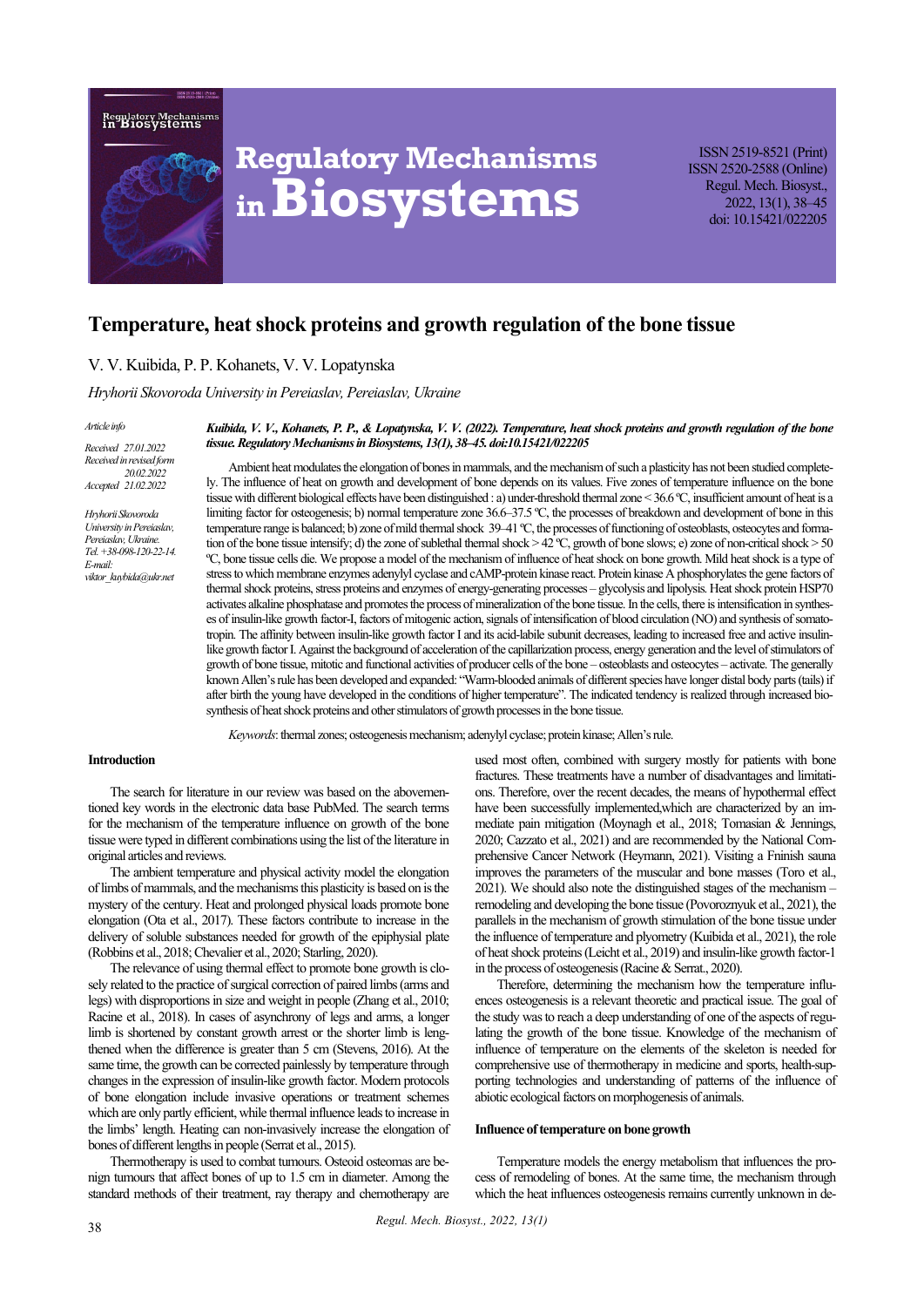# Temperature, heat shock proteins and growth regulation of the bone tissue

V. V. Kuibida, P. P. Kohanets, V. V. Lopatynska

*Hryhorii Skovoroda University in Pereiaslav, Pereiaslav, Ukraine*

*Article info*

*Received 27.01.2022*
*Received in revised form 20.02.2022*
*Accepted 21.02.2022*

*Hryhorii Skovoroda University in Pereiaslav, Pereiaslav, Ukraine. Tel. +38-098-120-22-14. E-mail: viktor_kuybida@ukr.net*

***Kuibida, V. V., Kohanets, P. P., & Lopatynska, V. V. (2022). Temperature, heat shock proteins and growth regulation of the bone tissue. Regulatory Mechanisms in Biosystems, 13(1), 38–45. doi:10.15421/022205***

Ambient heat modulates the elongation of bones in mammals, and the mechanism of such a plasticity has not been studied completely. The influence of heat on growth and development of bone depends on its values. Five zones of temperature influence on the bone tissue with different biological effects have been distinguished : a) under-threshold thermal zone < 36.6 ºC, insufficient amount of heat is a limiting factor for osteogenesis; b) normal temperature zone 36.6–37.5 ºC, the processes of breakdown and development of bone in this temperature range is balanced; b) zone of mild thermal shock 39–41 ºC, the processes of functioning of osteoblasts, osteocytes and formation of the bone tissue intensify; d) the zone of sublethal thermal shock > 42 ºC, growth of bone slows; e) zone of non-critical shock > 50 ºC, bone tissue cells die. We propose a model of the mechanism of influence of heat shock on bone growth. Mild heat shock is a type of stress to which membrane enzymes adenylyl cyclase and cAMP-protein kinase react. Protein kinase A phosphorylates the gene factors of thermal shock proteins, stress proteins and enzymes of energy-generating processes – glycolysis and lipolysis. Heat shock protein HSP70 activates alkaline phosphatase and promotes the process of mineralization of the bone tissue. In the cells, there is intensification in syntheses of insulin-like growth factor-I, factors of mitogenic action, signals of intensification of blood circulation (NO) and synthesis of somatotropin. The affinity between insulin-like growth factor I and its acid-labile subunit decreases, leading to increased free and active insulin-like growth factor I. Against the background of acceleration of the capillarization process, energy generation and the level of stimulators of growth of bone tissue, mitotic and functional activities of producer cells of the bone – osteoblasts and osteocytes – activate. The generally known Allen's rule has been developed and expanded: "Warm-blooded animals of different species have longer distal body parts (tails) if after birth the young have developed in the conditions of higher temperature". The indicated tendency is realized through increased biosynthesis of heat shock proteins and other stimulators of growth processes in the bone tissue.

*Keywords*: thermal zones; osteogenesis mechanism; adenylyl cyclase; protein kinase; Allen's rule.

## Introduction

The search for literature in our review was based on the abovementioned key words in the electronic data base PubMed. The search terms for the mechanism of the temperature influence on growth of the bone tissue were typed in different combinations using the list of the literature in original articles and reviews.

The ambient temperature and physical activity model the elongation of limbs of mammals, and the mechanisms this plasticity is based on is the mystery of the century. Heat and prolonged physical loads promote bone elongation (Ota et al., 2017). These factors contribute to increase in the delivery of soluble substances needed for growth of the epiphysial plate (Robbins et al., 2018; Chevalier et al., 2020; Starling, 2020).

The relevance of using thermal effect to promote bone growth is closely related to the practice of surgical correction of paired limbs (arms and legs) with disproportions in size and weight in people (Zhang et al., 2010; Racine et al., 2018). In cases of asynchrony of legs and arms, a longer limb is shortened by constant growth arrest or the shorter limb is lengthened when the difference is greater than 5 cm (Stevens, 2016). At the same time, the growth can be corrected painlessly by temperature through changes in the expression of insulin-like growth factor. Modern protocols of bone elongation include invasive operations or treatment schemes which are only partly efficient, while thermal influence leads to increase in the limbs' length. Heating can non-invasively increase the elongation of bones of different lengths in people (Serrat et al., 2015).

Thermotherapy is used to combat tumours. Osteoid osteomas are benign tumours that affect bones of up to 1.5 cm in diameter. Among the standard methods of their treatment, ray therapy and chemotherapy are used most often, combined with surgery mostly for patients with bone fractures. These treatments have a number of disadvantages and limitations. Therefore, over the recent decades, the means of hypothermal effect have been successfully implemented,which are characterized by an immediate pain mitigation (Moynagh et al., 2018; Tomasian & Jennings, 2020; Cazzato et al., 2021) and are recommended by the National Comprehensive Cancer Network (Heymann, 2021). Visiting a Fninish sauna improves the parameters of the muscular and bone masses (Toro et al., 2021). We should also note the distinguished stages of the mechanism – remodeling and developing the bone tissue (Povoroznyuk et al., 2021), the parallels in the mechanism of growth stimulation of the bone tissue under the influence of temperature and plyometry (Kuibida et al., 2021), the role of heat shock proteins (Leicht et al., 2019) and insulin-like growth factor-1 in the process of osteogenesis (Racine & Serrat., 2020).

Therefore, determining the mechanism how the temperature influences osteogenesis is a relevant theoretic and practical issue. The goal of the study was to reach a deep understanding of one of the aspects of regulating the growth of the bone tissue. Knowledge of the mechanism of influence of temperature on the elements of the skeleton is needed for comprehensive use of thermotherapy in medicine and sports, health-supporting technologies and understanding of patterns of the influence of abiotic ecological factors on morphogenesis of animals.

## Influence of temperature on bone growth

Temperature models the energy metabolism that influences the process of remodeling of bones. At the same time, the mechanism through which the heat influences osteogenesis remains currently unknown in de-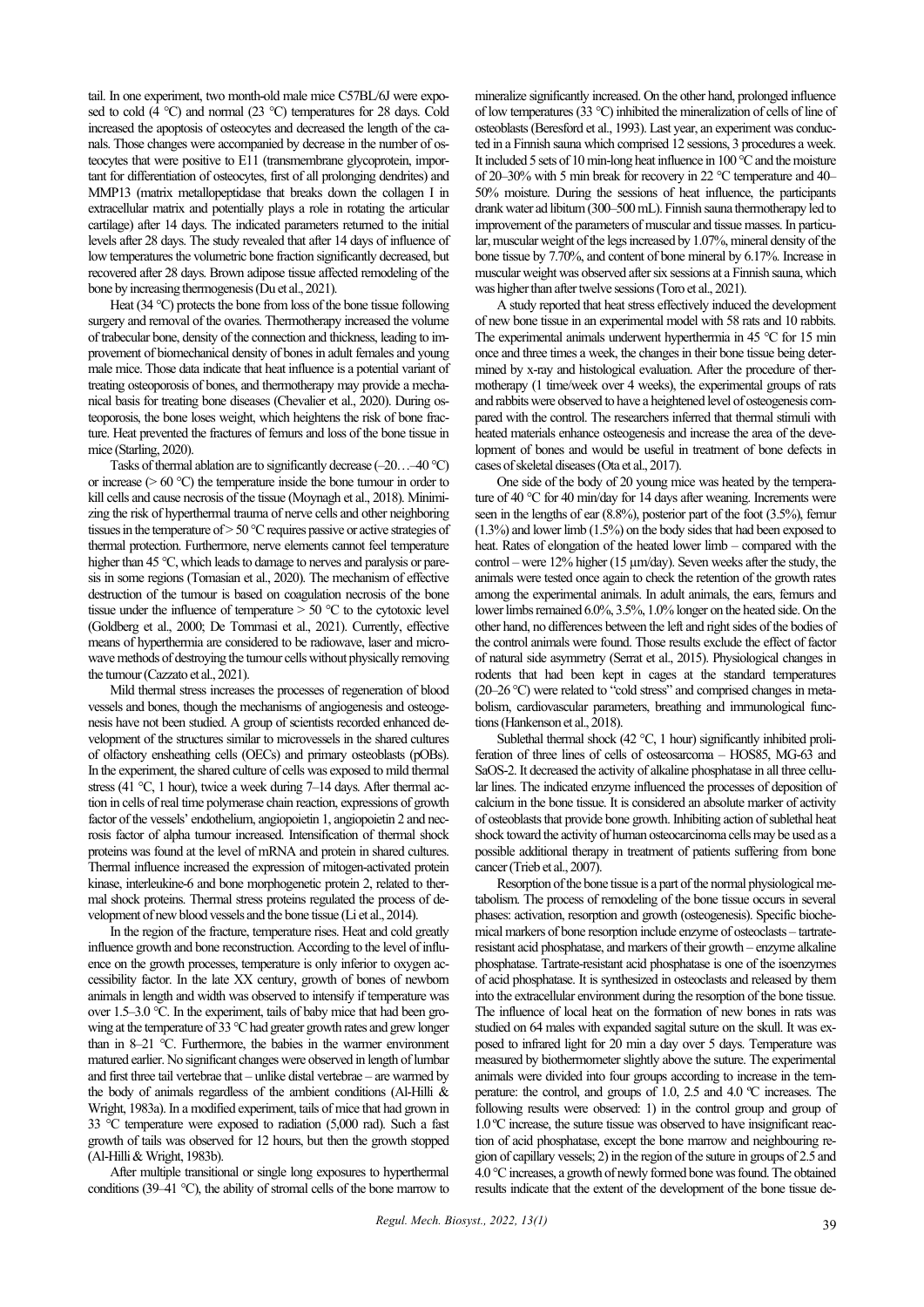tail. In one experiment, two month-old male mice C57BL/6J were exposed to cold (4 °C) and normal (23 °C) temperatures for 28 days. Cold increased the apoptosis of osteocytes and decreased the length of the canals. Those changes were accompanied by decrease in the number of osteocytes that were positive to E11 (transmembrane glycoprotein, important for differentiation of osteocytes, first of all prolonging dendrites) and MMP13 (matrix metallopeptidase that breaks down the collagen I in extracellular matrix and potentially plays a role in rotating the articular cartilage) after 14 days. The indicated parameters returned to the initial levels after 28 days. The study revealed that after 14 days of influence of low temperatures the volumetric bone fraction significantly decreased, but recovered after 28 days. Brown adipose tissue affected remodeling of the bone by increasing thermogenesis (Du et al., 2021).

Heat (34 °C) protects the bone from loss of the bone tissue following surgery and removal of the ovaries. Thermotherapy increased the volume of trabecular bone, density of the connection and thickness, leading to improvement of biomechanical density of bones in adult females and young male mice. Those data indicate that heat influence is a potential variant of treating osteoporosis of bones, and thermotherapy may provide a mechanical basis for treating bone diseases (Chevalier et al., 2020). During osteoporosis, the bone loses weight, which heightens the risk of bone fracture. Heat prevented the fractures of femurs and loss of the bone tissue in mice (Starling, 2020).

Tasks of thermal ablation are to significantly decrease (–20…–40 °C) or increase (> 60 °C) the temperature inside the bone tumour in order to kill cells and cause necrosis of the tissue (Moynagh et al., 2018). Minimizing the risk of hyperthermal trauma of nerve cells and other neighboring tissues in the temperature of > 50 °C requires passive or active strategies of thermal protection. Furthermore, nerve elements cannot feel temperature higher than 45 °C, which leads to damage to nerves and paralysis or paresis in some regions (Tomasian et al., 2020). The mechanism of effective destruction of the tumour is based on coagulation necrosis of the bone tissue under the influence of temperature > 50 °C to the cytotoxic level (Goldberg et al., 2000; De Tommasi et al., 2021). Currently, effective means of hyperthermia are considered to be radiowave, laser and microwave methods of destroying the tumour cells without physically removing the tumour (Cazzato et al., 2021).

Mild thermal stress increases the processes of regeneration of blood vessels and bones, though the mechanisms of angiogenesis and osteogenesis have not been studied. A group of scientists recorded enhanced development of the structures similar to microvessels in the shared cultures of olfactory ensheathing cells (OECs) and primary osteoblasts (pOBs). In the experiment, the shared culture of cells was exposed to mild thermal stress (41 °C, 1 hour), twice a week during 7–14 days. After thermal action in cells of real time polymerase chain reaction, expressions of growth factor of the vessels' endothelium, angiopoietin 1, angiopoietin 2 and necrosis factor of alpha tumour increased. Intensification of thermal shock proteins was found at the level of mRNA and protein in shared cultures. Thermal influence increased the expression of mitogen-activated protein kinase, interleukine-6 and bone morphogenetic protein 2, related to thermal shock proteins. Thermal stress proteins regulated the process of development of new blood vessels and the bone tissue (Li et al., 2014).

In the region of the fracture, temperature rises. Heat and cold greatly influence growth and bone reconstruction. According to the level of influence on the growth processes, temperature is only inferior to oxygen accessibility factor. In the late XX century, growth of bones of newborn animals in length and width was observed to intensify if temperature was over 1.5–3.0 °C. In the experiment, tails of baby mice that had been growing at the temperature of 33 °C had greater growth rates and grew longer than in 8–21 °C. Furthermore, the babies in the warmer environment matured earlier. No significant changes were observed in length of lumbar and first three tail vertebrae that – unlike distal vertebrae – are warmed by the body of animals regardless of the ambient conditions (Al-Hilli & Wright, 1983a). In a modified experiment, tails of mice that had grown in 33 °C temperature were exposed to radiation (5,000 rad). Such a fast growth of tails was observed for 12 hours, but then the growth stopped (Al-Hilli & Wright, 1983b).

After multiple transitional or single long exposures to hyperthermal conditions (39–41 °C), the ability of stromal cells of the bone marrow to mineralize significantly increased. On the other hand, prolonged influence of low temperatures (33 °C) inhibited the mineralization of cells of line of osteoblasts (Beresford et al., 1993). Last year, an experiment was conducted in a Finnish sauna which comprised 12 sessions, 3 procedures a week. It included 5 sets of 10 min-long heat influence in 100 °C and the moisture of 20–30% with 5 min break for recovery in 22 °C temperature and 40–50% moisture. During the sessions of heat influence, the participants drank water ad libitum (300–500 mL). Finnish sauna thermotherapy led to improvement of the parameters of muscular and tissue masses. In particular, muscular weight of the legs increased by 1.07%, mineral density of the bone tissue by 7.70%, and content of bone mineral by 6.17%. Increase in muscular weight was observed after six sessions at a Finnish sauna, which was higher than after twelve sessions (Toro et al., 2021).

A study reported that heat stress effectively induced the development of new bone tissue in an experimental model with 58 rats and 10 rabbits. The experimental animals underwent hyperthermia in 45 °C for 15 min once and three times a week, the changes in their bone tissue being determined by x-ray and histological evaluation. After the procedure of thermotherapy (1 time/week over 4 weeks), the experimental groups of rats and rabbits were observed to have a heightened level of osteogenesis compared with the control. The researchers inferred that thermal stimuli with heated materials enhance osteogenesis and increase the area of the development of bones and would be useful in treatment of bone defects in cases of skeletal diseases (Ota et al., 2017).

One side of the body of 20 young mice was heated by the temperature of 40 °C for 40 min/day for 14 days after weaning. Increments were seen in the lengths of ear (8.8%), posterior part of the foot (3.5%), femur (1.3%) and lower limb (1.5%) on the body sides that had been exposed to heat. Rates of elongation of the heated lower limb – compared with the control – were 12% higher (15 μm/day). Seven weeks after the study, the animals were tested once again to check the retention of the growth rates among the experimental animals. In adult animals, the ears, femurs and lower limbs remained 6.0%, 3.5%, 1.0% longer on the heated side. On the other hand, no differences between the left and right sides of the bodies of the control animals were found. Those results exclude the effect of factor of natural side asymmetry (Serrat et al., 2015). Physiological changes in rodents that had been kept in cages at the standard temperatures (20–26 °C) were related to "cold stress" and comprised changes in metabolism, cardiovascular parameters, breathing and immunological functions (Hankenson et al., 2018).

Sublethal thermal shock (42 °C, 1 hour) significantly inhibited proliferation of three lines of cells of osteosarcoma – HOS85, MG-63 and SaOS-2. It decreased the activity of alkaline phosphatase in all three cellular lines. The indicated enzyme influenced the processes of deposition of calcium in the bone tissue. It is considered an absolute marker of activity of osteoblasts that provide bone growth. Inhibiting action of sublethal heat shock toward the activity of human osteocarcinoma cells may be used as a possible additional therapy in treatment of patients suffering from bone cancer (Trieb et al., 2007).

Resorption of the bone tissue is a part of the normal physiological metabolism. The process of remodeling of the bone tissue occurs in several phases: activation, resorption and growth (osteogenesis). Specific biochemical markers of bone resorption include enzyme of osteoclasts – tartrate-resistant acid phosphatase, and markers of their growth – enzyme alkaline phosphatase. Tartrate-resistant acid phosphatase is one of the isoenzymes of acid phosphatase. It is synthesized in osteoclasts and released by them into the extracellular environment during the resorption of the bone tissue. The influence of local heat on the formation of new bones in rats was studied on 64 males with expanded sagital suture on the skull. It was exposed to infrared light for 20 min a day over 5 days. Temperature was measured by biothermometer slightly above the suture. The experimental animals were divided into four groups according to increase in the temperature: the control, and groups of 1.0, 2.5 and 4.0 ºC increases. The following results were observed: 1) in the control group and group of 1.0 ºC increase, the suture tissue was observed to have insignificant reaction of acid phosphatase, except the bone marrow and neighbouring region of capillary vessels; 2) in the region of the suture in groups of 2.5 and 4.0 °C increases, a growth of newly formed bone was found. The obtained results indicate that the extent of the development of the bone tissue de-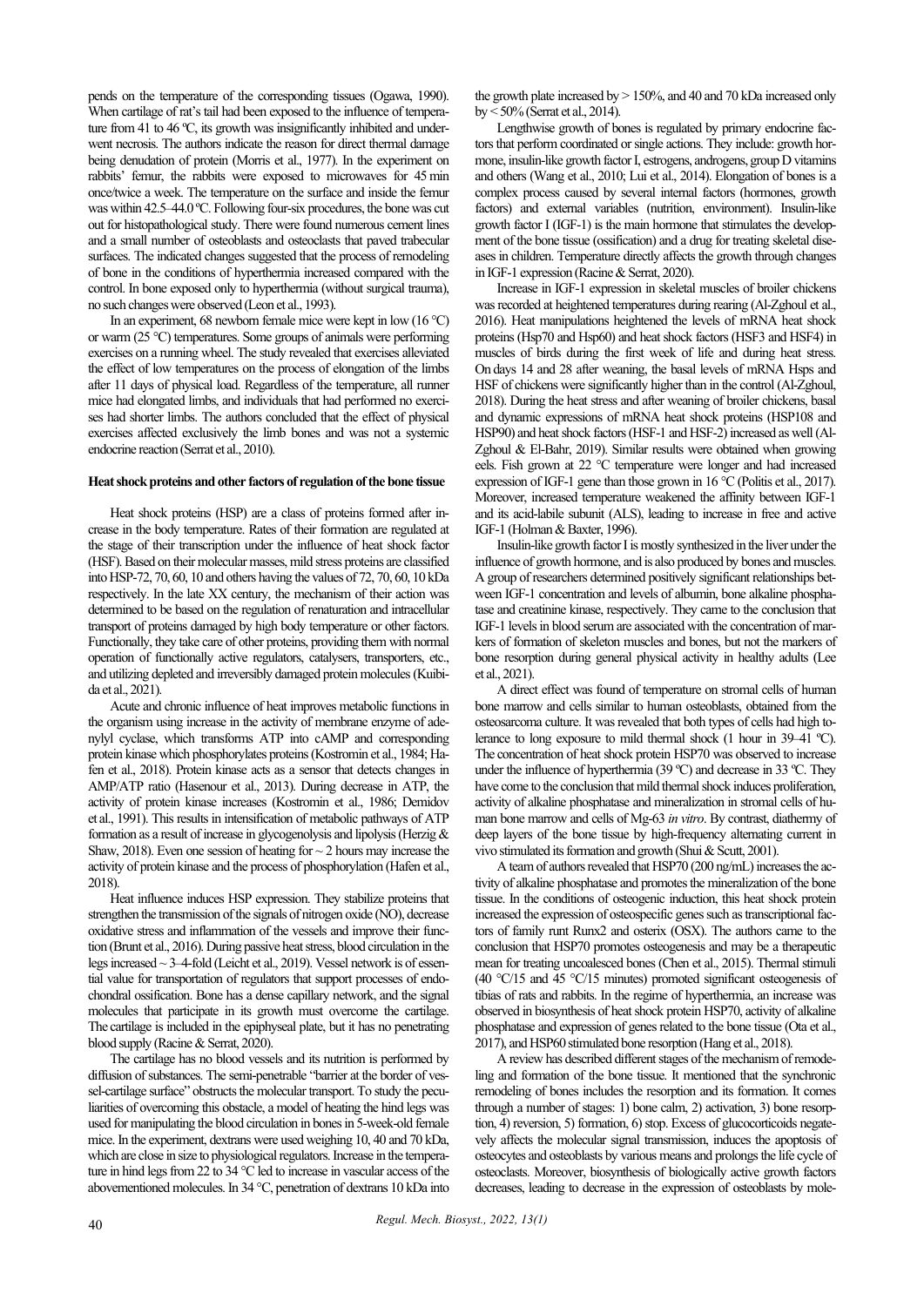pends on the temperature of the corresponding tissues (Ogawa, 1990). When cartilage of rat's tail had been exposed to the influence of temperature from 41 to 46 ºC, its growth was insignificantly inhibited and underwent necrosis. The authors indicate the reason for direct thermal damage being denudation of protein (Morris et al., 1977). In the experiment on rabbits' femur, the rabbits were exposed to microwaves for 45 min once/twice a week. The temperature on the surface and inside the femur was within 42.5–44.0 ºC. Following four-six procedures, the bone was cut out for histopathological study. There were found numerous cement lines and a small number of osteoblasts and osteoclasts that paved trabecular surfaces. The indicated changes suggested that the process of remodeling of bone in the conditions of hyperthermia increased compared with the control. In bone exposed only to hyperthermia (without surgical trauma), no such changes were observed (Leon et al., 1993).

In an experiment, 68 newborn female mice were kept in low (16 °C) or warm (25 °C) temperatures. Some groups of animals were performing exercises on a running wheel. The study revealed that exercises alleviated the effect of low temperatures on the process of elongation of the limbs after 11 days of physical load. Regardless of the temperature, all runner mice had elongated limbs, and individuals that had performed no exercises had shorter limbs. The authors concluded that the effect of physical exercises affected exclusively the limb bones and was not a systemic endocrine reaction (Serrat et al., 2010).

### Heat shock proteins and other factors of regulation of the bone tissue

Heat shock proteins (HSP) are a class of proteins formed after increase in the body temperature. Rates of their formation are regulated at the stage of their transcription under the influence of heat shock factor (HSF). Based on their molecular masses, mild stress proteins are classified into HSP-72, 70, 60, 10 and others having the values of 72, 70, 60, 10 kDa respectively. In the late XX century, the mechanism of their action was determined to be based on the regulation of renaturation and intracellular transport of proteins damaged by high body temperature or other factors. Functionally, they take care of other proteins, providing them with normal operation of functionally active regulators, catalysers, transporters, etc., and utilizing depleted and irreversibly damaged protein molecules (Kuibida et al., 2021).

Acute and chronic influence of heat improves metabolic functions in the organism using increase in the activity of membrane enzyme of adenylyl cyclase, which transforms ATP into cAMP and corresponding protein kinase which phosphorylates proteins (Kostromin et al., 1984; Hafen et al., 2018). Protein kinase acts as a sensor that detects changes in AMP/ATP ratio (Hasenour et al., 2013). During decrease in ATP, the activity of protein kinase increases (Kostromin et al., 1986; Demidov et al., 1991). This results in intensification of metabolic pathways of ATP formation as a result of increase in glycogenolysis and lipolysis (Herzig & Shaw, 2018). Even one session of heating for ~ 2 hours may increase the activity of protein kinase and the process of phosphorylation (Hafen et al., 2018).

Heat influence induces HSP expression. They stabilize proteins that strengthen the transmission of the signals of nitrogen oxide (NO), decrease oxidative stress and inflammation of the vessels and improve their function (Brunt et al., 2016). During passive heat stress, blood circulation in the legs increased ~ 3–4-fold (Leicht et al., 2019). Vessel network is of essential value for transportation of regulators that support processes of endochondral ossification. Bone has a dense capillary network, and the signal molecules that participate in its growth must overcome the cartilage. The cartilage is included in the epiphyseal plate, but it has no penetrating blood supply (Racine & Serrat, 2020).

The cartilage has no blood vessels and its nutrition is performed by diffusion of substances. The semi-penetrable "barrier at the border of vessel-cartilage surface" obstructs the molecular transport. To study the peculiarities of overcoming this obstacle, a model of heating the hind legs was used for manipulating the blood circulation in bones in 5-week-old female mice. In the experiment, dextrans were used weighing 10, 40 and 70 kDa, which are close in size to physiological regulators. Increase in the temperature in hind legs from 22 to 34 °C led to increase in vascular access of the abovementioned molecules. In 34 °C, penetration of dextrans 10 kDa into the growth plate increased by > 150%, and 40 and 70 kDa increased only by < 50% (Serrat et al., 2014).

Lengthwise growth of bones is regulated by primary endocrine factors that perform coordinated or single actions. They include: growth hormone, insulin-like growth factor I, estrogens, androgens, group D vitamins and others (Wang et al., 2010; Lui et al., 2014). Elongation of bones is a complex process caused by several internal factors (hormones, growth factors) and external variables (nutrition, environment). Insulin-like growth factor I (IGF-1) is the main hormone that stimulates the development of the bone tissue (ossification) and a drug for treating skeletal diseases in children. Temperature directly affects the growth through changes in IGF-1 expression (Racine & Serrat, 2020).

Increase in IGF-1 expression in skeletal muscles of broiler chickens was recorded at heightened temperatures during rearing (Al-Zghoul et al., 2016). Heat manipulations heightened the levels of mRNA heat shock proteins (Hsp70 and Hsp60) and heat shock factors (HSF3 and HSF4) in muscles of birds during the first week of life and during heat stress. On days 14 and 28 after weaning, the basal levels of mRNA Hsps and HSF of chickens were significantly higher than in the control (Al-Zghoul, 2018). During the heat stress and after weaning of broiler chickens, basal and dynamic expressions of mRNA heat shock proteins (HSP108 and HSP90) and heat shock factors (HSF-1 and HSF-2) increased as well (Al-Zghoul & El-Bahr, 2019). Similar results were obtained when growing eels. Fish grown at 22 °C temperature were longer and had increased expression of IGF-1 gene than those grown in 16 °C (Politis et al., 2017). Moreover, increased temperature weakened the affinity between IGF-1 and its acid-labile subunit (ALS), leading to increase in free and active IGF-1 (Holman & Baxter, 1996).

Insulin-like growth factor I is mostly synthesized in the liver under the influence of growth hormone, and is also produced by bones and muscles. A group of researchers determined positively significant relationships between IGF-1 concentration and levels of albumin, bone alkaline phosphatase and creatinine kinase, respectively. They came to the conclusion that IGF-1 levels in blood serum are associated with the concentration of markers of formation of skeleton muscles and bones, but not the markers of bone resorption during general physical activity in healthy adults (Lee et al., 2021).

A direct effect was found of temperature on stromal cells of human bone marrow and cells similar to human osteoblasts, obtained from the osteosarcoma culture. It was revealed that both types of cells had high tolerance to long exposure to mild thermal shock (1 hour in 39–41 ºC). The concentration of heat shock protein HSP70 was observed to increase under the influence of hyperthermia (39 ºC) and decrease in 33 ºC. They have come to the conclusion that mild thermal shock induces proliferation, activity of alkaline phosphatase and mineralization in stromal cells of human bone marrow and cells of Mg-63 *in vitro*. By contrast, diathermy of deep layers of the bone tissue by high-frequency alternating current in vivo stimulated its formation and growth (Shui & Scutt, 2001).

A team of authors revealed that HSP70 (200 ng/mL) increases the activity of alkaline phosphatase and promotes the mineralization of the bone tissue. In the conditions of osteogenic induction, this heat shock protein increased the expression of osteospecific genes such as transcriptional factors of family runt Runx2 and osterix (OSX). The authors came to the conclusion that HSP70 promotes osteogenesis and may be a therapeutic mean for treating uncoalesced bones (Chen et al., 2015). Thermal stimuli (40 °C/15 and 45 °C/15 minutes) promoted significant osteogenesis of tibias of rats and rabbits. In the regime of hyperthermia, an increase was observed in biosynthesis of heat shock protein HSP70, activity of alkaline phosphatase and expression of genes related to the bone tissue (Ota et al., 2017), and HSP60 stimulated bone resorption (Hang et al., 2018).

A review has described different stages of the mechanism of remodeling and formation of the bone tissue. It mentioned that the synchronic remodeling of bones includes the resorption and its formation. It comes through a number of stages: 1) bone calm, 2) activation, 3) bone resorption, 4) reversion, 5) formation, 6) stop. Excess of glucocorticoids negatively affects the molecular signal transmission, induces the apoptosis of osteocytes and osteoblasts by various means and prolongs the life cycle of osteoclasts. Moreover, biosynthesis of biologically active growth factors decreases, leading to decrease in the expression of osteoblasts by mole-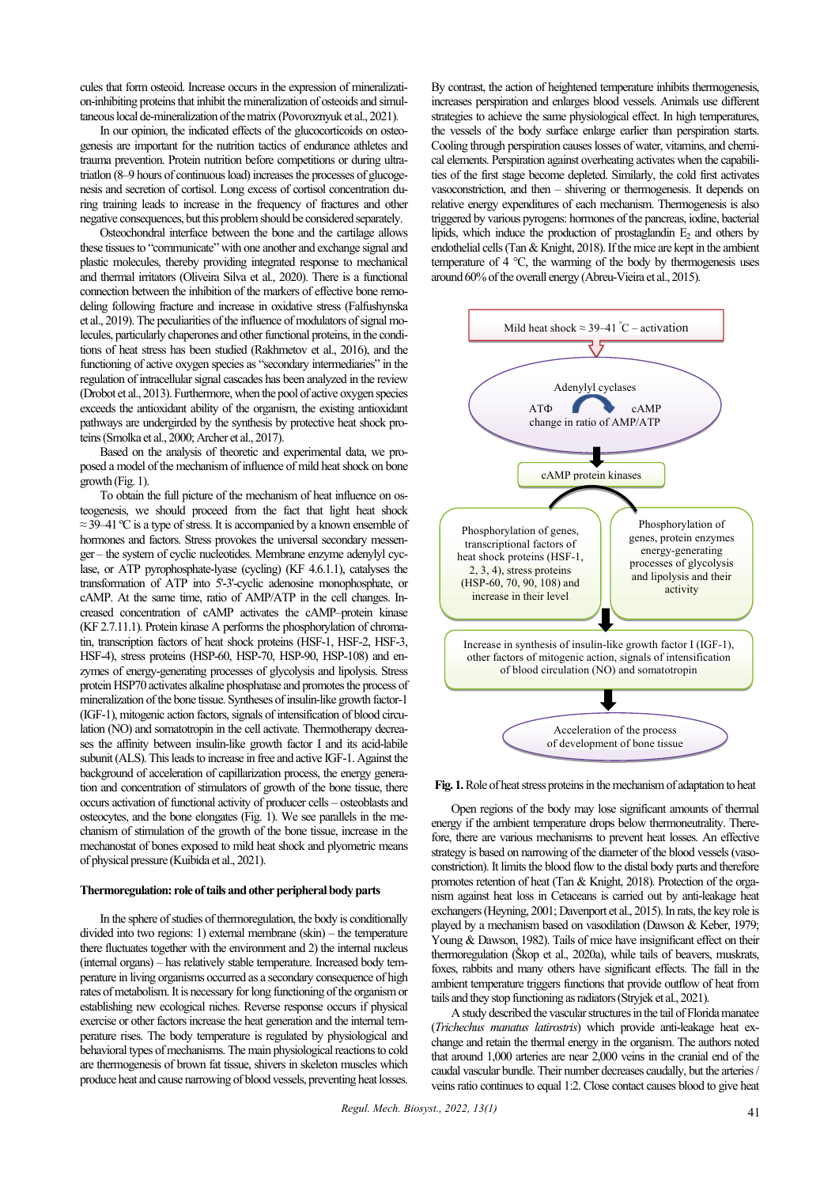cules that form osteoid. Increase occurs in the expression of mineralization-inhibiting proteins that inhibit the mineralization of osteoids and simultaneous local de-mineralization of the matrix (Povoroznyuk et al., 2021).

In our opinion, the indicated effects of the glucocorticoids on osteogenesis are important for the nutrition tactics of endurance athletes and trauma prevention. Protein nutrition before competitions or during ultratriatlon (8–9 hours of continuous load) increases the processes of glucogenesis and secretion of cortisol. Long excess of cortisol concentration during training leads to increase in the frequency of fractures and other negative consequences, but this problem should be considered separately.

Osteochondral interface between the bone and the cartilage allows these tissues to "communicate" with one another and exchange signal and plastic molecules, thereby providing integrated response to mechanical and thermal irritators (Oliveira Silva et al., 2020). There is a functional connection between the inhibition of the markers of effective bone remodeling following fracture and increase in oxidative stress (Falfushynska et al., 2019). The peculiarities of the influence of modulators of signal molecules, particularly chaperones and other functional proteins, in the conditions of heat stress has been studied (Rakhmetov et al., 2016), and the functioning of active oxygen species as "secondary intermediaries" in the regulation of intracellular signal cascades has been analyzed in the review (Drobot et al., 2013). Furthermore, when the pool of active oxygen species exceeds the antioxidant ability of the organism, the existing antioxidant pathways are undergirded by the synthesis by protective heat shock proteins (Smolka et al., 2000; Archer et al., 2017).

Based on the analysis of theoretic and experimental data, we proposed a model of the mechanism of influence of mild heat shock on bone growth (Fig. 1).

To obtain the full picture of the mechanism of heat influence on osteogenesis, we should proceed from the fact that light heat shock ≈ 39–41 °C is a type of stress. It is accompanied by a known ensemble of hormones and factors. Stress provokes the universal secondary messenger – the system of cyclic nucleotides. Membrane enzyme adenylyl cyclase, or ATP pyrophosphate-lyase (cycling) (KF 4.6.1.1), catalyses the transformation of ATP into 5'-3'-cyclic adenosine monophosphate, or cAMP. At the same time, ratio of AMP/ATP in the cell changes. Increased concentration of cAMP activates the cAMP–protein kinase (KF 2.7.11.1). Protein kinase A performs the phosphorylation of chromatin, transcription factors of heat shock proteins (HSF-1, HSF-2, HSF-3, HSF-4), stress proteins (HSP-60, HSP-70, HSP-90, HSP-108) and enzymes of energy-generating processes of glycolysis and lipolysis. Stress protein HSP70 activates alkaline phosphatase and promotes the process of mineralization of the bone tissue. Syntheses of insulin-like growth factor-1 (IGF-1), mitogenic action factors, signals of intensification of blood circulation (NO) and somatotropin in the cell activate. Thermotherapy decreases the affinity between insulin-like growth factor I and its acid-labile subunit (ALS). This leads to increase in free and active IGF-1. Against the background of acceleration of capillarization process, the energy generation and concentration of stimulators of growth of the bone tissue, there occurs activation of functional activity of producer cells – osteoblasts and osteocytes, and the bone elongates (Fig. 1). We see parallels in the mechanism of stimulation of the growth of the bone tissue, increase in the mechanostat of bones exposed to mild heat shock and plyometric means of physical pressure (Kuibida et al., 2021).

## Thermoregulation: role of tails and other peripheral body parts

In the sphere of studies of thermoregulation, the body is conditionally divided into two regions: 1) external membrane (skin) – the temperature there fluctuates together with the environment and 2) the internal nucleus (internal organs) – has relatively stable temperature. Increased body temperature in living organisms occurred as a secondary consequence of high rates of metabolism. It is necessary for long functioning of the organism or establishing new ecological niches. Reverse response occurs if physical exercise or other factors increase the heat generation and the internal temperature rises. The body temperature is regulated by physiological and behavioral types of mechanisms. The main physiological reactions to cold are thermogenesis of brown fat tissue, shivers in skeleton muscles which produce heat and cause narrowing of blood vessels, preventing heat losses. By contrast, the action of heightened temperature inhibits thermogenesis, increases perspiration and enlarges blood vessels. Animals use different strategies to achieve the same physiological effect. In high temperatures, the vessels of the body surface enlarge earlier than perspiration starts. Cooling through perspiration causes losses of water, vitamins, and chemical elements. Perspiration against overheating activates when the capabilities of the first stage become depleted. Similarly, the cold first activates vasoconstriction, and then – shivering or thermogenesis. It depends on relative energy expenditures of each mechanism. Thermogenesis is also triggered by various pyrogens: hormones of the pancreas, iodine, bacterial lipids, which induce the production of prostaglandin $E_2$ and others by endothelial cells (Tan & Knight, 2018). If the mice are kept in the ambient temperature of 4 °C, the warming of the body by thermogenesis uses around 60% of the overall energy (Abreu-Vieira et al., 2015).

Mild heat shock ≈ 39–41 °C – activation

Adenylyl cyclases
АТФ → cAMP
change in ratio of AMP/ATP

cAMP protein kinases

Phosphorylation of genes, transcriptional factors of heat shock proteins (HSF-1, 2, 3, 4), stress proteins (HSP-60, 70, 90, 108) and increase in their level

Phosphorylation of genes, protein enzymes energy-generating processes of glycolysis and lipolysis and their activity

Increase in synthesis of insulin-like growth factor I (IGF-1), other factors of mitogenic action, signals of intensification of blood circulation (NO) and somatotropin

Acceleration of the process of development of bone tissue

**Fig. 1.** Role of heat stress proteins in the mechanism of adaptation to heat

Open regions of the body may lose significant amounts of thermal energy if the ambient temperature drops below thermoneutrality. Therefore, there are various mechanisms to prevent heat losses. An effective strategy is based on narrowing of the diameter of the blood vessels (vasoconstriction). It limits the blood flow to the distal body parts and therefore promotes retention of heat (Tan & Knight, 2018). Protection of the organism against heat loss in Cetaceans is carried out by anti-leakage heat exchangers (Heyning, 2001; Davenport et al., 2015). In rats, the key role is played by a mechanism based on vasodilation (Dawson & Keber, 1979; Young & Dawson, 1982). Tails of mice have insignificant effect on their thermoregulation (Škop et al., 2020a), while tails of beavers, muskrats, foxes, rabbits and many others have significant effects. The fall in the ambient temperature triggers functions that provide outflow of heat from tails and they stop functioning as radiators (Stryjek et al., 2021).

A study described the vascular structures in the tail of Florida manatee (*Trichechus manatus latirostris*) which provide anti-leakage heat exchange and retain the thermal energy in the organism. The authors noted that around 1,000 arteries are near 2,000 veins in the cranial end of the caudal vascular bundle. Their number decreases caudally, but the arteries / veins ratio continues to equal 1:2. Close contact causes blood to give heat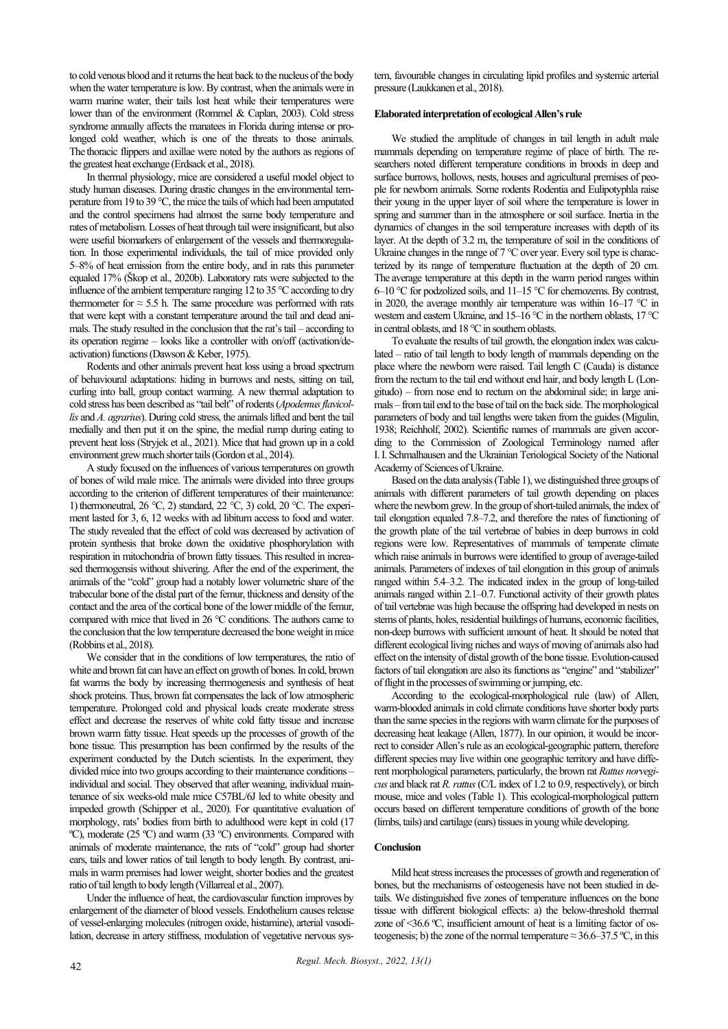to cold venous blood and it returns the heat back to the nucleus of the body when the water temperature is low. By contrast, when the animals were in warm marine water, their tails lost heat while their temperatures were lower than of the environment (Rommel & Caplan, 2003). Cold stress syndrome annually affects the manatees in Florida during intense or prolonged cold weather, which is one of the threats to those animals. The thoracic flippers and axillae were noted by the authors as regions of the greatest heat exchange (Erdsack et al., 2018).

In thermal physiology, mice are considered a useful model object to study human diseases. During drastic changes in the environmental temperature from 19 to 39 °C, the mice the tails of which had been amputated and the control specimens had almost the same body temperature and rates of metabolism. Losses of heat through tail were insignificant, but also were useful biomarkers of enlargement of the vessels and thermoregulation. In those experimental individuals, the tail of mice provided only 5–8% of heat emission from the entire body, and in rats this parameter equaled 17% (Škop et al., 2020b). Laboratory rats were subjected to the influence of the ambient temperature ranging 12 to 35 °C according to dry thermometer for ≈ 5.5 h. The same procedure was performed with rats that were kept with a constant temperature around the tail and dead animals. The study resulted in the conclusion that the rat's tail – according to its operation regime – looks like a controller with on/off (activation/deactivation) functions (Dawson & Keber, 1975).

Rodents and other animals prevent heat loss using a broad spectrum of behavioural adaptations: hiding in burrows and nests, sitting on tail, curling into ball, group contact warming. A new thermal adaptation to cold stress has been described as "tail belt" of rodents (*Apodemus flavicollis* and *A. agrarius*). During cold stress, the animals lifted and bent the tail medially and then put it on the spine, the medial rump during eating to prevent heat loss (Stryjek et al., 2021). Mice that had grown up in a cold environment grew much shorter tails (Gordon et al., 2014).

A study focused on the influences of various temperatures on growth of bones of wild male mice. The animals were divided into three groups according to the criterion of different temperatures of their maintenance: 1) thermoneutral, 26 °C, 2) standard, 22 °C, 3) cold, 20 °C. The experiment lasted for 3, 6, 12 weeks with ad libitum access to food and water. The study revealed that the effect of cold was decreased by activation of protein synthesis that broke down the oxidative phosphorylation with respiration in mitochondria of brown fatty tissues. This resulted in increased thermogensis without shivering. After the end of the experiment, the animals of the "cold" group had a notably lower volumetric share of the trabecular bone of the distal part of the femur, thickness and density of the contact and the area of the cortical bone of the lower middle of the femur, compared with mice that lived in 26 °C conditions. The authors came to the conclusion that the low temperature decreased the bone weight in mice (Robbins et al., 2018).

We consider that in the conditions of low temperatures, the ratio of white and brown fat can have an effect on growth of bones. In cold, brown fat warms the body by increasing thermogenesis and synthesis of heat shock proteins. Thus, brown fat compensates the lack of low atmospheric temperature. Prolonged cold and physical loads create moderate stress effect and decrease the reserves of white cold fatty tissue and increase brown warm fatty tissue. Heat speeds up the processes of growth of the bone tissue. This presumption has been confirmed by the results of the experiment conducted by the Dutch scientists. In the experiment, they divided mice into two groups according to their maintenance conditions – individual and social. They observed that after weaning, individual maintenance of six weeks-old male mice C57BL/6J led to white obesity and impeded growth (Schipper et al., 2020). For quantitative evaluation of morphology, rats' bodies from birth to adulthood were kept in cold (17 ºC), moderate (25 ºC) and warm (33 ºC) environments. Compared with animals of moderate maintenance, the rats of "cold" group had shorter ears, tails and lower ratios of tail length to body length. By contrast, animals in warm premises had lower weight, shorter bodies and the greatest ratio of tail length to body length (Villarreal et al., 2007).

Under the influence of heat, the cardiovascular function improves by enlargement of the diameter of blood vessels. Endothelium causes release of vessel-enlarging molecules (nitrogen oxide, histamine), arterial vasodilation, decrease in artery stiffness, modulation of vegetative nervous system, favourable changes in circulating lipid profiles and systemic arterial pressure (Laukkanen et al., 2018).

**Elaborated interpretation of ecological Allen's rule**

We studied the amplitude of changes in tail length in adult male mammals depending on temperature regime of place of birth. The researchers noted different temperature conditions in broods in deep and surface burrows, hollows, nests, houses and agricultural premises of people for newborn animals. Some rodents Rodentia and Eulipotyphla raise their young in the upper layer of soil where the temperature is lower in spring and summer than in the atmosphere or soil surface. Inertia in the dynamics of changes in the soil temperature increases with depth of its layer. At the depth of 3.2 m, the temperature of soil in the conditions of Ukraine changes in the range of 7 °C over year. Every soil type is characterized by its range of temperature fluctuation at the depth of 20 cm. The average temperature at this depth in the warm period ranges within 6–10 °C for podzolized soils, and 11–15 °C for chernozems. By contrast, in 2020, the average monthly air temperature was within 16–17 °C in western and eastern Ukraine, and 15–16 °C in the northern oblasts, 17 °C in central oblasts, and 18 °C in southern oblasts.

To evaluate the results of tail growth, the elongation index was calculated – ratio of tail length to body length of mammals depending on the place where the newborn were raised. Tail length C (Cauda) is distance from the rectum to the tail end without end hair, and body length L (Longitudo) – from nose end to rectum on the abdominal side; in large animals – from tail end to the base of tail on the back side. The morphological parameters of body and tail lengths were taken from the guides (Migulin, 1938; Reichholf, 2002). Scientific names of mammals are given according to the Commission of Zoological Terminology named after I. I. Schmalhausen and the Ukrainian Teriological Society of the National Academy of Sciences of Ukraine.

Based on the data analysis (Table 1), we distinguished three groups of animals with different parameters of tail growth depending on places where the newborn grew. In the group of short-tailed animals, the index of tail elongation equaled 7.8–7.2, and therefore the rates of functioning of the growth plate of the tail vertebrae of babies in deep burrows in cold regions were low. Representatives of mammals of temperate climate which raise animals in burrows were identified to group of average-tailed animals. Parameters of indexes of tail elongation in this group of animals ranged within 5.4–3.2. The indicated index in the group of long-tailed animals ranged within 2.1–0.7. Functional activity of their growth plates of tail vertebrae was high because the offspring had developed in nests on stems of plants, holes, residential buildings of humans, economic facilities, non-deep burrows with sufficient amount of heat. It should be noted that different ecological living niches and ways of moving of animals also had effect on the intensity of distal growth of the bone tissue. Evolution-caused factors of tail elongation are also its functions as "engine" and "stabilizer" of flight in the processes of swimming or jumping, etc.

According to the ecological-morphological rule (law) of Allen, warm-blooded animals in cold climate conditions have shorter body parts than the same species in the regions with warm climate for the purposes of decreasing heat leakage (Allen, 1877). In our opinion, it would be incorrect to consider Allen's rule as an ecological-geographic pattern, therefore different species may live within one geographic territory and have different morphological parameters, particularly, the brown rat *Rattus norvegicus* and black rat *R. rattus* (C/L index of 1.2 to 0.9, respectively), or birch mouse, mice and voles (Table 1). This ecological-morphological pattern occurs based on different temperature conditions of growth of the bone (limbs, tails) and cartilage (ears) tissues in young while developing.

**Conclusion**

Mild heat stress increases the processes of growth and regeneration of bones, but the mechanisms of osteogenesis have not been studied in details. We distinguished five zones of temperature influences on the bone tissue with different biological effects: a) the below-threshold thermal zone of <36.6 ºC, insufficient amount of heat is a limiting factor of osteogenesis; b) the zone of the normal temperature ≈ 36.6–37.5 ºC, in this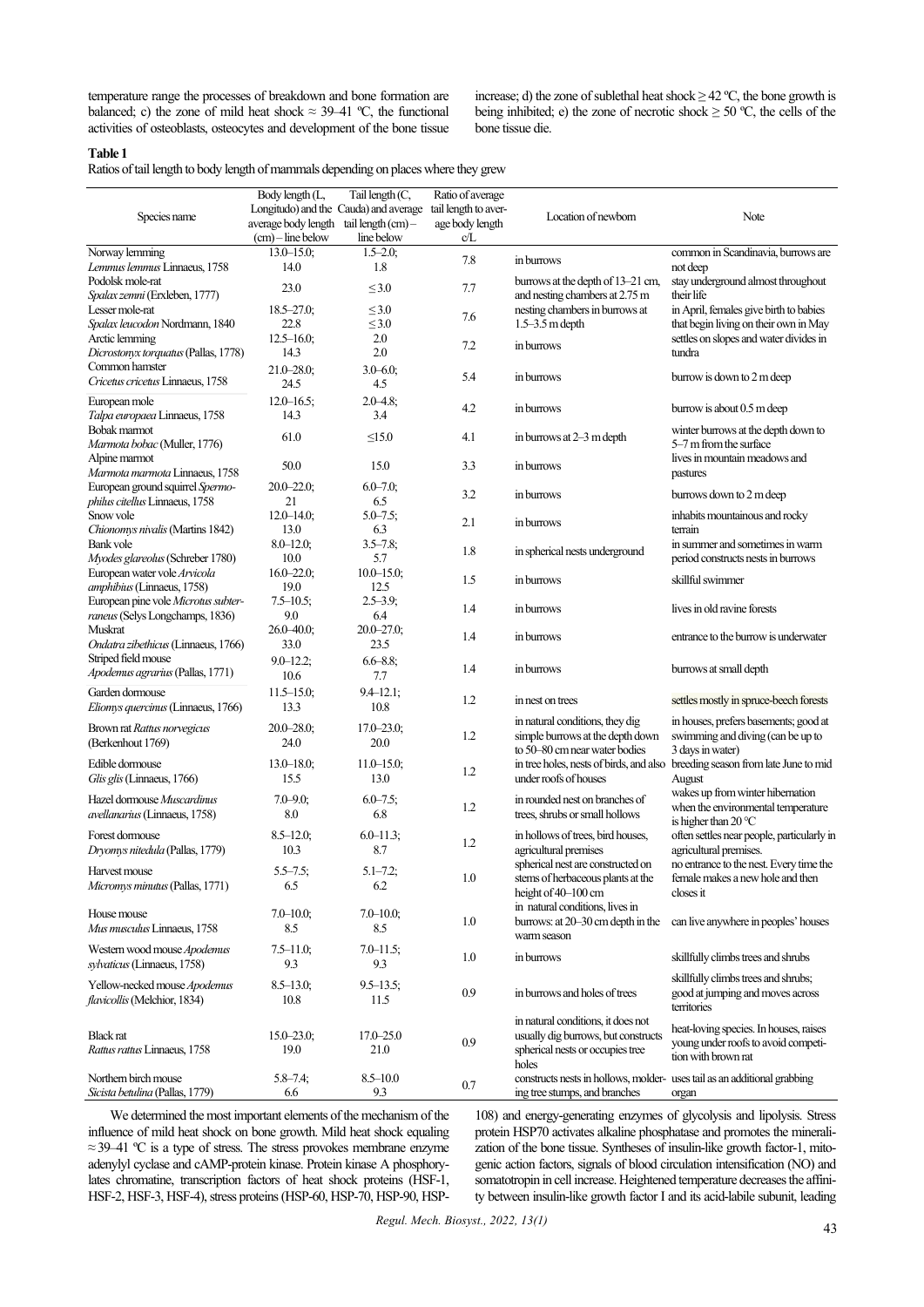temperature range the processes of breakdown and bone formation are balanced; c) the zone of mild heat shock ≈ 39–41 ºC, the functional activities of osteoblasts, osteocytes and development of the bone tissue increase; d) the zone of sublethal heat shock ≥ 42 ºC, the bone growth is being inhibited; e) the zone of necrotic shock ≥ 50 ºC, the cells of the bone tissue die.

**Table 1**
Ratios of tail length to body length of mammals depending on places where they grew

| Species name | Body length (L, Longitudo) and the average body length (cm) – line below | Tail length (C, Cauda) and average tail length (cm) – line below | Ratio of average tail length to average body length c/L | Location of newborn | Note |
|---|---|---|---|---|---|
| Norway lemming *Lemmus lemmus* Linnaeus, 1758 | 13.0–15.0; 14.0 | 1.5–2.0; 1.8 | 7.8 | in burrows | common in Scandinavia, burrows are not deep |
| Podolsk mole-rat *Spalax zemni* (Erxleben, 1777) | 23.0 | ≤ 3.0 | 7.7 | burrows at the depth of 13–21 cm, and nesting chambers at 2.75 m | stay underground almost throughout their life |
| Lesser mole-rat *Spalax leucodon* Nordmann, 1840 | 18.5–27.0; 22.8 | ≤ 3.0 ≤ 3.0 | 7.6 | nesting chambers in burrows at 1.5–3.5 m depth | in April, females give birth to babies that begin living on their own in May |
| Arctic lemming *Dicrostonyx torquatus* (Pallas, 1778) | 12.5–16.0; 14.3 | 2.0 2.0 | 7.2 | in burrows | settles on slopes and water divides in tundra |
| Common hamster *Cricetus cricetus* Linnaeus, 1758 | 21.0–28.0; 24.5 | 3.0–6.0; 4.5 | 5.4 | in burrows | burrow is down to 2 m deep |
| European mole *Talpa europaea* Linnaeus, 1758 | 12.0–16.5; 14.3 | 2.0–4.8; 3.4 | 4.2 | in burrows | burrow is about 0.5 m deep |
| Bobak marmot *Marmota bobac* (Muller, 1776) | 61.0 | ≤15.0 | 4.1 | in burrows at 2–3 m depth | winter burrows at the depth down to 5–7 m from the surface |
| Alpine marmot *Marmota marmota* Linnaeus, 1758 | 50.0 | 15.0 | 3.3 | in burrows | lives in mountain meadows and pastures |
| European ground squirrel *Spermophilus citellus* Linnaeus, 1758 | 20.0–22.0; 21 | 6.0–7.0; 6.5 | 3.2 | in burrows | burrows down to 2 m deep |
| Snow vole *Chionomys nivalis* (Martins 1842) | 12.0–14.0; 13.0 | 5.0–7.5; 6.3 | 2.1 | in burrows | inhabits mountainous and rocky terrain |
| Bank vole *Myodes glareolus* (Schreber 1780) | 8.0–12.0; 10.0 | 3.5–7.8; 5.7 | 1.8 | in spherical nests underground | in summer and sometimes in warm period constructs nests in burrows |
| European water vole *Arvicola amphibius* (Linnaeus, 1758) | 16.0–22.0; 19.0 | 10.0–15.0; 12.5 | 1.5 | in burrows | skillful swimmer |
| European pine vole *Microtus subterraneus* (Selys Longchamps, 1836) | 7.5–10.5; 9.0 | 2.5–3.9; 6.4 | 1.4 | in burrows | lives in old ravine forests |
| Muskrat *Ondatra zibethicus* (Linnaeus, 1766) | 26.0–40.0; 33.0 | 20.0–27.0; 23.5 | 1.4 | in burrows | entrance to the burrow is underwater |
| Striped field mouse *Apodemus agrarius* (Pallas, 1771) | 9.0–12.2; 10.6 | 6.6–8.8; 7.7 | 1.4 | in burrows | burrows at small depth |
| Garden dormouse *Eliomys quercinus* (Linnaeus, 1766) | 11.5–15.0; 13.3 | 9.4–12.1; 10.8 | 1.2 | in nest on trees | settles mostly in spruce-beech forests |
| Brown rat *Rattus norvegicus* (Berkenhout 1769) | 20.0–28.0; 24.0 | 17.0–23.0; 20.0 | 1.2 | in natural conditions, they dig simple burrows at the depth down to 50–80 cm near water bodies | in houses, prefers basements; good at swimming and diving (can be up to 3 days in water) |
| Edible dormouse *Glis glis* (Linnaeus, 1766) | 13.0–18.0; 15.5 | 11.0–15.0; 13.0 | 1.2 | in tree holes, nests of birds, and also under roofs of houses | breeding season from late June to mid August |
| Hazel dormouse *Muscardinus avellanarius* (Linnaeus, 1758) | 7.0–9.0; 8.0 | 6.0–7.5; 6.8 | 1.2 | in rounded nest on branches of trees, shrubs or small hollows | wakes up from winter hibernation when the environmental temperature is higher than 20 °C |
| Forest dormouse *Dryomys nitedula* (Pallas, 1779) | 8.5–12.0; 10.3 | 6.0–11.3; 8.7 | 1.2 | in hollows of trees, bird houses, agricultural premises | often settles near people, particularly in agricultural premises. |
| Harvest mouse *Micromys minutus* (Pallas, 1771) | 5.5–7.5; 6.5 | 5.1–7.2; 6.2 | 1.0 | spherical nest are constructed on stems of herbaceous plants at the height of 40–100 cm | no entrance to the nest. Every time the female makes a new hole and then closes it |
| House mouse *Mus musculus* Linnaeus, 1758 | 7.0–10.0; 8.5 | 7.0–10.0; 8.5 | 1.0 | in natural conditions, lives in burrows: at 20–30 cm depth in the warm season | can live anywhere in peoples' houses |
| Western wood mouse *Apodemus sylvaticus* (Linnaeus, 1758) | 7.5–11.0; 9.3 | 7.0–11.5; 9.3 | 1.0 | in burrows | skillfully climbs trees and shrubs |
| Yellow-necked mouse *Apodemus flavicollis* (Melchior, 1834) | 8.5–13.0; 10.8 | 9.5–13.5; 11.5 | 0.9 | in burrows and holes of trees | skillfully climbs trees and shrubs; good at jumping and moves across territories |
| Black rat *Rattus rattus* Linnaeus, 1758 | 15.0–23.0; 19.0 | 17.0–25.0 21.0 | 0.9 | in natural conditions, it does not usually dig burrows, but constructs spherical nests or occupies tree holes | heat-loving species. In houses, raises young under roofs to avoid competition with brown rat |
| Northern birch mouse *Sicista betulina* (Pallas, 1779) | 5.8–7.4; 6.6 | 8.5–10.0 9.3 | 0.7 | constructs nests in hollows, moldering tree stumps, and branches | uses tail as an additional grabbing organ |

We determined the most important elements of the mechanism of the influence of mild heat shock on bone growth. Mild heat shock equaling ≈ 39–41 ºC is a type of stress. The stress provokes membrane enzyme adenylyl cyclase and cAMP-protein kinase. Protein kinase A phosphorylates chromatine, transcription factors of heat shock proteins (HSF-1, HSF-2, HSF-3, HSF-4), stress proteins (HSP-60, HSP-70, HSP-90, HSP-108) and energy-generating enzymes of glycolysis and lipolysis. Stress protein HSP70 activates alkaline phosphatase and promotes the mineralization of the bone tissue. Syntheses of insulin-like growth factor-1, mitogenic action factors, signals of blood circulation intensification (NO) and somatotropin in cell increase. Heightened temperature decreases the affinity between insulin-like growth factor I and its acid-labile subunit, leading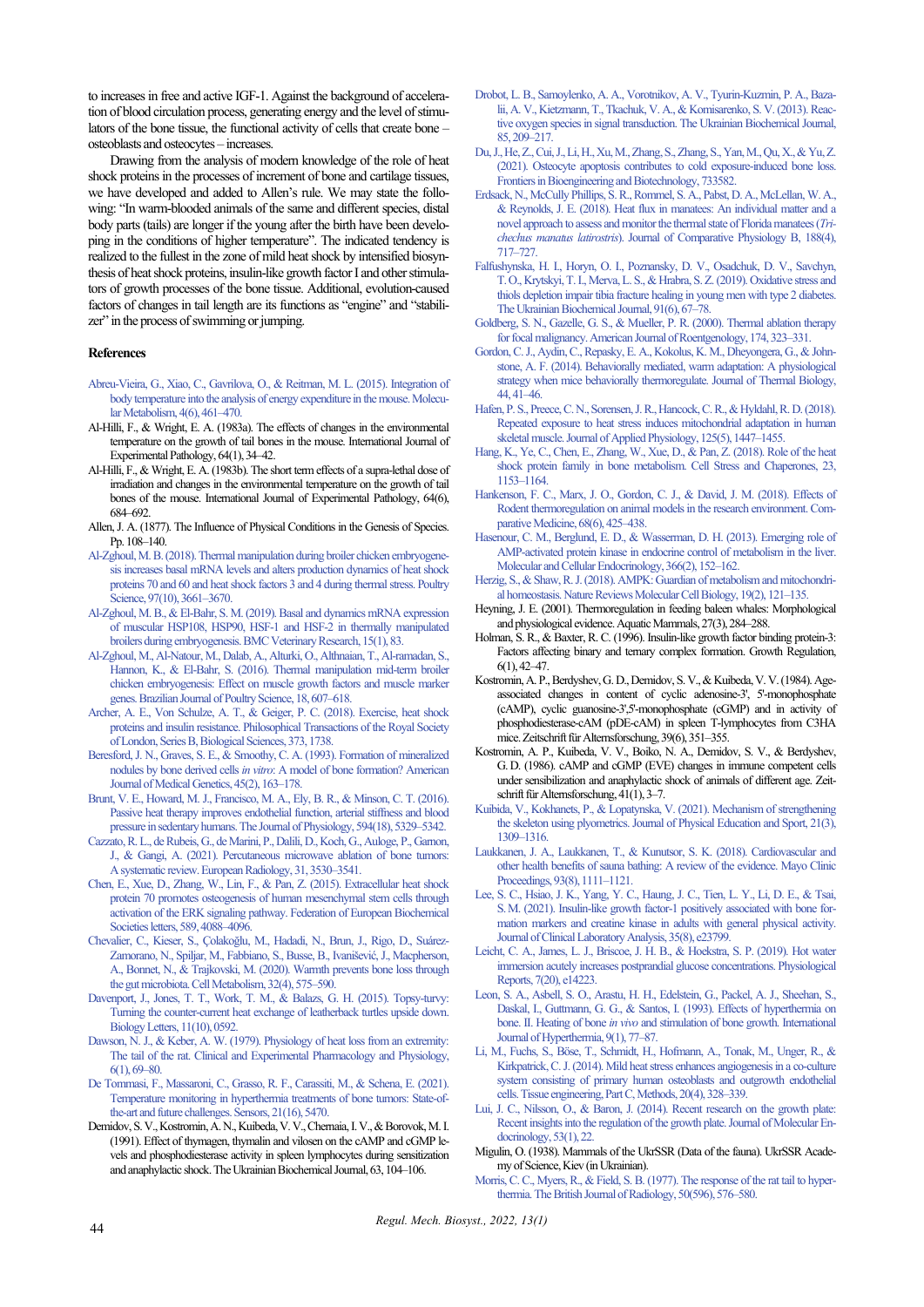to increases in free and active IGF-1. Against the background of acceleration of blood circulation process, generating energy and the level of stimulators of the bone tissue, the functional activity of cells that create bone – osteoblasts and osteocytes – increases.

Drawing from the analysis of modern knowledge of the role of heat shock proteins in the processes of increment of bone and cartilage tissues, we have developed and added to Allen's rule. We may state the following: "In warm-blooded animals of the same and different species, distal body parts (tails) are longer if the young after the birth have been developing in the conditions of higher temperature". The indicated tendency is realized to the fullest in the zone of mild heat shock by intensified biosynthesis of heat shock proteins, insulin-like growth factor I and other stimulators of growth processes of the bone tissue. Additional, evolution-caused factors of changes in tail length are its functions as "engine" and "stabilizer" in the process of swimming or jumping.

## References

Abreu-Vieira, G., Xiao, C., Gavrilova, O., & Reitman, M. L. (2015). Integration of body temperature into the analysis of energy expenditure in the mouse. Molecular Metabolism, 4(6), 461–470.

Al-Hilli, F., & Wright, E. A. (1983a). The effects of changes in the environmental temperature on the growth of tail bones in the mouse. International Journal of Experimental Pathology, 64(1), 34–42.

Al-Hilli, F., & Wright, E. A. (1983b). The short term effects of a supra-lethal dose of irradiation and changes in the environmental temperature on the growth of tail bones of the mouse. International Journal of Experimental Pathology, 64(6), 684–692.

Allen, J. A. (1877). The Influence of Physical Conditions in the Genesis of Species. Pp. 108–140.

Al-Zghoul, M. B. (2018). Thermal manipulation during broiler chicken embryogenesis increases basal mRNA levels and alters production dynamics of heat shock proteins 70 and 60 and heat shock factors 3 and 4 during thermal stress. Poultry Science, 97(10), 3661–3670.

Al-Zghoul, M. B., & El-Bahr, S. M. (2019). Basal and dynamics mRNA expression of muscular HSP108, HSP90, HSF-1 and HSF-2 in thermally manipulated broilers during embryogenesis. BMC Veterinary Research, 15(1), 83.

Al-Zghoul, M., Al-Natour, M., Dalab, A., Alturki, O., Althnaian, T., Al-ramadan, S., Hannon, K., & El-Bahr, S. (2016). Thermal manipulation mid-term broiler chicken embryogenesis: Effect on muscle growth factors and muscle marker genes. Brazilian Journal of Poultry Science, 18, 607–618.

Archer, A. E., Von Schulze, A. T., & Geiger, P. C. (2018). Exercise, heat shock proteins and insulin resistance. Philosophical Transactions of the Royal Society of London, Series B, Biological Sciences, 373, 1738.

Beresford, J. N., Graves, S. E., & Smoothy, C. A. (1993). Formation of mineralized nodules by bone derived cells *in vitro*: A model of bone formation? American Journal of Medical Genetics, 45(2), 163–178.

Brunt, V. E., Howard, M. J., Francisco, M. A., Ely, B. R., & Minson, C. T. (2016). Passive heat therapy improves endothelial function, arterial stiffness and blood pressure in sedentary humans. The Journal of Physiology, 594(18), 5329–5342.

Cazzato, R. L., de Rubeis, G., de Marini, P., Dalili, D., Koch, G., Auloge, P., Garnon, J., & Gangi, A. (2021). Percutaneous microwave ablation of bone tumors: A systematic review. European Radiology, 31, 3530–3541.

Chen, E., Xue, D., Zhang, W., Lin, F., & Pan, Z. (2015). Extracellular heat shock protein 70 promotes osteogenesis of human mesenchymal stem cells through activation of the ERK signaling pathway. Federation of European Biochemical Societies letters, 589, 4088–4096.

Chevalier, C., Kieser, S., Çolakoğlu, M., Hadadi, N., Brun, J., Rigo, D., Suárez-Zamorano, N., Spiljar, M., Fabbiano, S., Busse, B., Ivanišević, J., Macpherson, A., Bonnet, N., & Trajkovski, M. (2020). Warmth prevents bone loss through the gut microbiota. Cell Metabolism, 32(4), 575–590.

Davenport, J., Jones, T. T., Work, T. M., & Balazs, G. H. (2015). Topsy-turvy: Turning the counter-current heat exchange of leatherback turtles upside down. Biology Letters, 11(10), 0592.

Dawson, N. J., & Keber, A. W. (1979). Physiology of heat loss from an extremity: The tail of the rat. Clinical and Experimental Pharmacology and Physiology, 6(1), 69–80.

De Tommasi, F., Massaroni, C., Grasso, R. F., Carassiti, M., & Schena, E. (2021). Temperature monitoring in hyperthermia treatments of bone tumors: State-of-the-art and future challenges. Sensors, 21(16), 5470.

Demidov, S. V., Kostromin, A. N., Kuibeda, V. V., Chemaia, I. V., & Borovok, M. I. (1991). Effect of thymagen, thymalin and vilosen on the cAMP and cGMP levels and phosphodiesterase activity in spleen lymphocytes during sensitization and anaphylactic shock. The Ukrainian Biochemical Journal, 63, 104–106.

Drobot, L. B., Samoylenko, A. A., Vorotnikov, A. V., Tyurin-Kuzmin, P. A., Bazalii, A. V., Kietzmann, T., Tkachuk, V. A., & Komisarenko, S. V. (2013). Reactive oxygen species in signal transduction. The Ukrainian Biochemical Journal, 85, 209–217.

Du, J., He, Z., Cui, J., Li, H., Xu, M., Zhang, S., Zhang, S., Yan, M., Qu, X., & Yu, Z. (2021). Osteocyte apoptosis contributes to cold exposure-induced bone loss. Frontiers in Bioengineering and Biotechnology, 733582.

Erdsack, N., McCully Phillips, S. R., Rommel, S. A., Pabst, D. A., McLellan, W. A., & Reynolds, J. E. (2018). Heat flux in manatees: An individual matter and a novel approach to assess and monitor the thermal state of Florida manatees (*Trichechus manatus latirostris*). Journal of Comparative Physiology B, 188(4), 717–727.

Falfushynska, H. I., Horyn, O. I., Poznansky, D. V., Osadchuk, D. V., Savchyn, T. O., Krytskyi, T. I., Merva, L. S., & Hrabra, S. Z. (2019). Oxidative stress and thiols depletion impair tibia fracture healing in young men with type 2 diabetes. The Ukrainian Biochemical Journal, 91(6), 67–78.

Goldberg, S. N., Gazelle, G. S., & Mueller, P. R. (2000). Thermal ablation therapy for focal malignancy. American Journal of Roentgenology, 174, 323–331.

Gordon, C. J., Aydin, C., Repasky, E. A., Kokolus, K. M., Dheyongera, G., & Johnstone, A. F. (2014). Behaviorally mediated, warm adaptation: A physiological strategy when mice behaviorally thermoregulate. Journal of Thermal Biology, 44, 41–46.

Hafen, P. S., Preece, C. N., Sorensen, J. R., Hancock, C. R., & Hyldahl, R. D. (2018). Repeated exposure to heat stress induces mitochondrial adaptation in human skeletal muscle. Journal of Applied Physiology, 125(5), 1447–1455.

Hang, K., Ye, C., Chen, E., Zhang, W., Xue, D., & Pan, Z. (2018). Role of the heat shock protein family in bone metabolism. Cell Stress and Chaperones, 23, 1153–1164.

Hankenson, F. C., Marx, J. O., Gordon, C. J., & David, J. M. (2018). Effects of Rodent thermoregulation on animal models in the research environment. Comparative Medicine, 68(6), 425–438.

Hasenour, C. M., Berglund, E. D., & Wasserman, D. H. (2013). Emerging role of AMP-activated protein kinase in endocrine control of metabolism in the liver. Molecular and Cellular Endocrinology, 366(2), 152–162.

Herzig, S., & Shaw, R. J. (2018). AMPK: Guardian of metabolism and mitochondrial homeostasis. Nature Reviews Molecular Cell Biology, 19(2), 121–135.

Heyning, J. E. (2001). Thermoregulation in feeding baleen whales: Morphological and physiological evidence. Aquatic Mammals, 27(3), 284–288.

Holman, S. R., & Baxter, R. C. (1996). Insulin-like growth factor binding protein-3: Factors affecting binary and ternary complex formation. Growth Regulation, 6(1), 42–47.

Kostromin, A. P., Berdyshev, G. D., Demidov, S. V., & Kuibeda, V. V. (1984). Age-associated changes in content of cyclic adenosine-3', 5'-monophosphate (cAMP), cyclic guanosine-3',5'-monophosphate (cGMP) and in activity of phosphodiesterase-cAM (pDE-cAM) in spleen T-lymphocytes from C3HA mice. Zeitschrift für Alternsforschung, 39(6), 351–355.

Kostromin, A. P., Kuibeda, V. V., Boiko, N. A., Demidov, S. V., & Berdyshev, G. D. (1986). cAMP and cGMP (EVE) changes in immune competent cells under sensibilization and anaphylactic shock of animals of different age. Zeitschrift für Alternsforschung, 41(1), 3–7.

Kuibida, V., Kokhanets, P., & Lopatynska, V. (2021). Mechanism of strengthening the skeleton using plyometrics. Journal of Physical Education and Sport, 21(3), 1309–1316.

Laukkanen, J. A., Laukkanen, T., & Kunutsor, S. K. (2018). Cardiovascular and other health benefits of sauna bathing: A review of the evidence. Mayo Clinic Proceedings, 93(8), 1111–1121.

Lee, S. C., Hsiao, J. K., Yang, Y. C., Haung, J. C., Tien, L. Y., Li, D. E., & Tsai, S. M. (2021). Insulin-like growth factor-1 positively associated with bone formation markers and creatine kinase in adults with general physical activity. Journal of Clinical Laboratory Analysis, 35(8), e23799.

Leicht, C. A., James, L. J., Briscoe, J. H. B., & Hoekstra, S. P. (2019). Hot water immersion acutely increases postprandial glucose concentrations. Physiological Reports, 7(20), e14223.

Leon, S. A., Asbell, S. O., Arastu, H. H., Edelstein, G., Packel, A. J., Sheehan, S., Daskal, I., Guttmann, G. G., & Santos, I. (1993). Effects of hyperthermia on bone. II. Heating of bone *in vivo* and stimulation of bone growth. International Journal of Hyperthermia, 9(1), 77–87.

Li, M., Fuchs, S., Böse, T., Schmidt, H., Hofmann, A., Tonak, M., Unger, R., & Kirkpatrick, C. J. (2014). Mild heat stress enhances angiogenesis in a co-culture system consisting of primary human osteoblasts and outgrowth endothelial cells. Tissue engineering, Part C, Methods, 20(4), 328–339.

Lui, J. C., Nilsson, O., & Baron, J. (2014). Recent research on the growth plate: Recent insights into the regulation of the growth plate. Journal of Molecular Endocrinology, 53(1), 22.

Migulin, O. (1938). Mammals of the UkrSSR (Data of the fauna). UkrSSR Academy of Science, Kiev (in Ukrainian).

Morris, C. C., Myers, R., & Field, S. B. (1977). The response of the rat tail to hyperthermia. The British Journal of Radiology, 50(596), 576–580.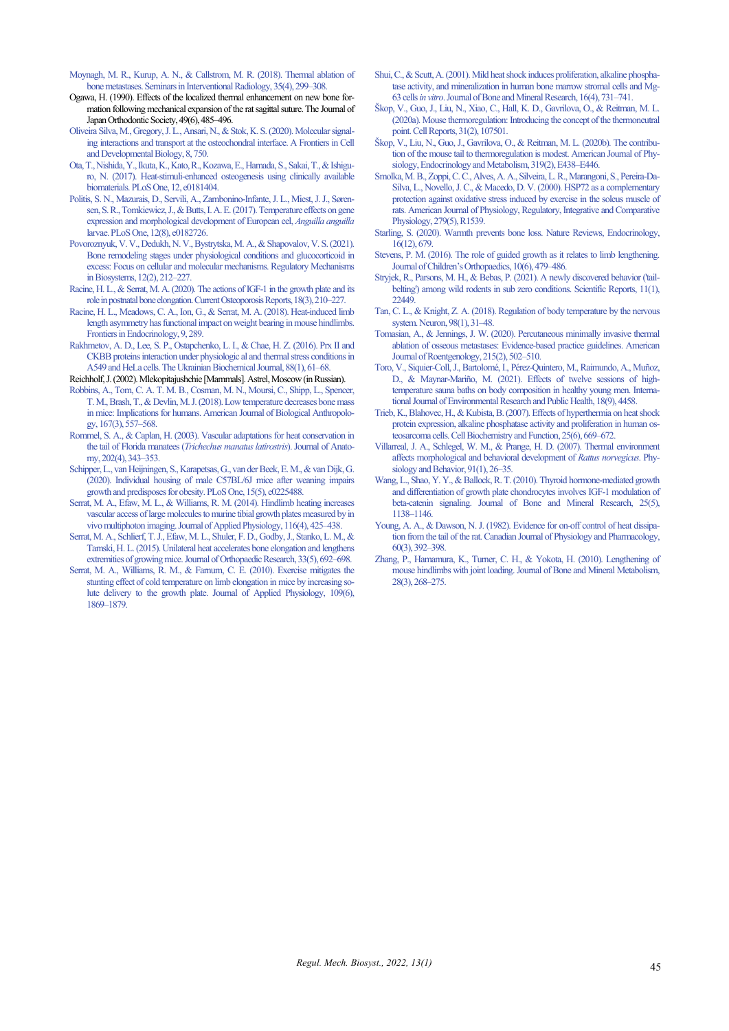Moynagh, M. R., Kurup, A. N., & Callstrom, M. R. (2018). Thermal ablation of bone metastases. Seminars in Interventional Radiology, 35(4), 299–308.

Ogawa, H. (1990). Effects of the localized thermal enhancement on new bone formation following mechanical expansion of the rat sagittal suture. The Journal of Japan Orthodontic Society, 49(6), 485–496.

Oliveira Silva, M., Gregory, J. L., Ansari, N., & Stok, K. S. (2020). Molecular signaling interactions and transport at the osteochondral interface. A Frontiers in Cell and Developmental Biology, 8, 750.

Ota, T., Nishida, Y., Ikuta, K., Kato, R., Kozawa, E., Hamada, S., Sakai, T., & Ishiguro, N. (2017). Heat-stimuli-enhanced osteogenesis using clinically available biomaterials. PLoS One, 12, e0181404.

Politis, S. N., Mazurais, D., Servili, A., Zambonino-Infante, J. L., Miest, J. J., Sørensen, S. R., Tomkiewicz, J., & Butts, I. A. E. (2017). Temperature effects on gene expression and morphological development of European eel, *Anguilla anguilla* larvae. PLoS One, 12(8), e0182726.

Povoroznyuk, V. V., Dedukh, N. V., Bystrytska, M. A., & Shapovalov, V. S. (2021). Bone remodeling stages under physiological conditions and glucocorticoid in excess: Focus on cellular and molecular mechanisms. Regulatory Mechanisms in Biosystems, 12(2), 212–227.

Racine, H. L., & Serrat, M. A. (2020). The actions of IGF-1 in the growth plate and its role in postnatal bone elongation. Current Osteoporosis Reports, 18(3), 210–227.

Racine, H. L., Meadows, C. A., Ion, G., & Serrat, M. A. (2018). Heat-induced limb length asymmetry has functional impact on weight bearing in mouse hindlimbs. Frontiers in Endocrinology, 9, 289.

Rakhmetov, A. D., Lee, S. P., Ostapchenko, L. I., & Chae, H. Z. (2016). Prx II and CKBB proteins interaction under physiologic al and thermal stress conditions in A549 and HeLa cells. The Ukrainian Biochemical Journal, 88(1), 61–68.

Reichholf, J. (2002). Mlekopitajushchie [Mammals]. Astrel, Moscow (in Russian).

Robbins, A., Tom, C. A. T. M. B., Cosman, M. N., Moursi, C., Shipp, L., Spencer, T. M., Brash, T., & Devlin, M. J. (2018). Low temperature decreases bone mass in mice: Implications for humans. American Journal of Biological Anthropology, 167(3), 557–568.

Rommel, S. A., & Caplan, H. (2003). Vascular adaptations for heat conservation in the tail of Florida manatees (*Trichechus manatus latirostris*). Journal of Anatomy, 202(4), 343–353.

Schipper, L., van Heijningen, S., Karapetsas, G., van der Beek, E. M., & van Dijk, G. (2020). Individual housing of male C57BL/6J mice after weaning impairs growth and predisposes for obesity. PLoS One, 15(5), e0225488.

Serrat, M. A., Efaw, M. L., & Williams, R. M. (2014). Hindlimb heating increases vascular access of large molecules to murine tibial growth plates measured by in vivo multiphoton imaging. Journal of Applied Physiology, 116(4), 425–438.

Serrat, M. A., Schlierf, T. J., Efaw, M. L., Shuler, F. D., Godby, J., Stanko, L. M., & Tamski, H. L. (2015). Unilateral heat accelerates bone elongation and lengthens extremities of growing mice. Journal of Orthopaedic Research, 33(5), 692–698.

Serrat, M. A., Williams, R. M., & Farnum, C. E. (2010). Exercise mitigates the stunting effect of cold temperature on limb elongation in mice by increasing solute delivery to the growth plate. Journal of Applied Physiology, 109(6), 1869–1879.

Shui, C., & Scutt, A. (2001). Mild heat shock induces proliferation, alkaline phosphatase activity, and mineralization in human bone marrow stromal cells and Mg-63 cells *in vitro*. Journal of Bone and Mineral Research, 16(4), 731–741.

Škop, V., Guo, J., Liu, N., Xiao, C., Hall, K. D., Gavrilova, O., & Reitman, M. L. (2020a). Mouse thermoregulation: Introducing the concept of the thermoneutral point. Cell Reports, 31(2), 107501.

Škop, V., Liu, N., Guo, J., Gavrilova, O., & Reitman, M. L. (2020b). The contribution of the mouse tail to thermoregulation is modest. American Journal of Physiology, Endocrinology and Metabolism, 319(2), E438–E446.

Smolka, M. B., Zoppi, C. C., Alves, A. A., Silveira, L. R., Marangoni, S., Pereira-Da-Silva, L., Novello, J. C., & Macedo, D. V. (2000). HSP72 as a complementary protection against oxidative stress induced by exercise in the soleus muscle of rats. American Journal of Physiology, Regulatory, Integrative and Comparative Physiology, 279(5), R1539.

Starling, S. (2020). Warmth prevents bone loss. Nature Reviews, Endocrinology, 16(12), 679.

Stevens, P. M. (2016). The role of guided growth as it relates to limb lengthening. Journal of Children's Orthopaedics, 10(6), 479–486.

Stryjek, R., Parsons, M. H., & Bebas, P. (2021). A newly discovered behavior ('tail-belting') among wild rodents in sub zero conditions. Scientific Reports, 11(1), 22449.

Tan, C. L., & Knight, Z. A. (2018). Regulation of body temperature by the nervous system. Neuron, 98(1), 31–48.

Tomasian, A., & Jennings, J. W. (2020). Percutaneous minimally invasive thermal ablation of osseous metastases: Evidence-based practice guidelines. American Journal of Roentgenology, 215(2), 502–510.

Toro, V., Siquier-Coll, J., Bartolomé, I., Pérez-Quintero, M., Raimundo, A., Muñoz, D., & Maynar-Mariño, M. (2021). Effects of twelve sessions of high-temperature sauna baths on body composition in healthy young men. International Journal of Environmental Research and Public Health, 18(9), 4458.

Trieb, K., Blahovec, H., & Kubista, B. (2007). Effects of hyperthermia on heat shock protein expression, alkaline phosphatase activity and proliferation in human osteosarcoma cells. Cell Biochemistry and Function, 25(6), 669–672.

Villarreal, J. A., Schlegel, W. M., & Prange, H. D. (2007). Thermal environment affects morphological and behavioral development of *Rattus norvegicus*. Physiology and Behavior, 91(1), 26–35.

Wang, L., Shao, Y. Y., & Ballock, R. T. (2010). Thyroid hormone-mediated growth and differentiation of growth plate chondrocytes involves IGF-1 modulation of beta-catenin signaling. Journal of Bone and Mineral Research, 25(5), 1138–1146.

Young, A. A., & Dawson, N. J. (1982). Evidence for on-off control of heat dissipation from the tail of the rat. Canadian Journal of Physiology and Pharmacology, 60(3), 392–398.

Zhang, P., Hamamura, K., Turner, C. H., & Yokota, H. (2010). Lengthening of mouse hindlimbs with joint loading. Journal of Bone and Mineral Metabolism, 28(3), 268–275.